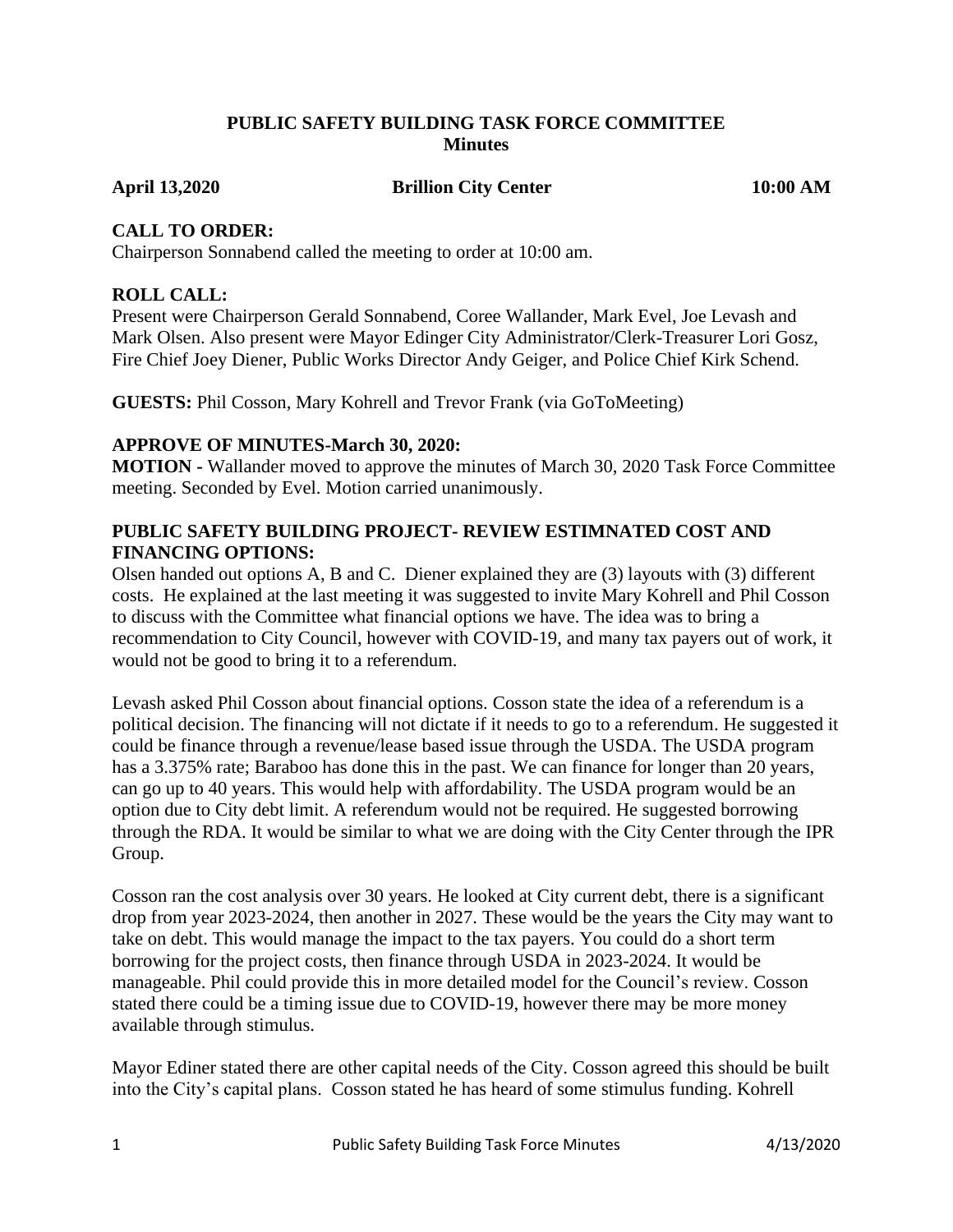# PUBLIC SAFETY BUILDING TASK FORCE COMMITTEE
## Minutes

**April 13,2020** **Brillion City Center** **10:00 AM**

### CALL TO ORDER:
Chairperson Sonnabend called the meeting to order at 10:00 am.

### ROLL CALL:
Present were Chairperson Gerald Sonnabend, Coree Wallander, Mark Evel, Joe Levash and Mark Olsen. Also present were Mayor Edinger City Administrator/Clerk-Treasurer Lori Gosz, Fire Chief Joey Diener, Public Works Director Andy Geiger, and Police Chief Kirk Schend.

**GUESTS:** Phil Cosson, Mary Kohrell and Trevor Frank (via GoToMeeting)

### APPROVE OF MINUTES-March 30, 2020:
**MOTION -** Wallander moved to approve the minutes of March 30, 2020 Task Force Committee meeting. Seconded by Evel. Motion carried unanimously.

### PUBLIC SAFETY BUILDING PROJECT- REVIEW ESTIMNATED COST AND FINANCING OPTIONS:
Olsen handed out options A, B and C. Diener explained they are (3) layouts with (3) different costs. He explained at the last meeting it was suggested to invite Mary Kohrell and Phil Cosson to discuss with the Committee what financial options we have. The idea was to bring a recommendation to City Council, however with COVID-19, and many tax payers out of work, it would not be good to bring it to a referendum.

Levash asked Phil Cosson about financial options. Cosson state the idea of a referendum is a political decision. The financing will not dictate if it needs to go to a referendum. He suggested it could be finance through a revenue/lease based issue through the USDA. The USDA program has a 3.375% rate; Baraboo has done this in the past. We can finance for longer than 20 years, can go up to 40 years. This would help with affordability. The USDA program would be an option due to City debt limit. A referendum would not be required. He suggested borrowing through the RDA. It would be similar to what we are doing with the City Center through the IPR Group.

Cosson ran the cost analysis over 30 years. He looked at City current debt, there is a significant drop from year 2023-2024, then another in 2027. These would be the years the City may want to take on debt. This would manage the impact to the tax payers. You could do a short term borrowing for the project costs, then finance through USDA in 2023-2024. It would be manageable. Phil could provide this in more detailed model for the Council's review. Cosson stated there could be a timing issue due to COVID-19, however there may be more money available through stimulus.

Mayor Ediner stated there are other capital needs of the City. Cosson agreed this should be built into the City's capital plans. Cosson stated he has heard of some stimulus funding. Kohrell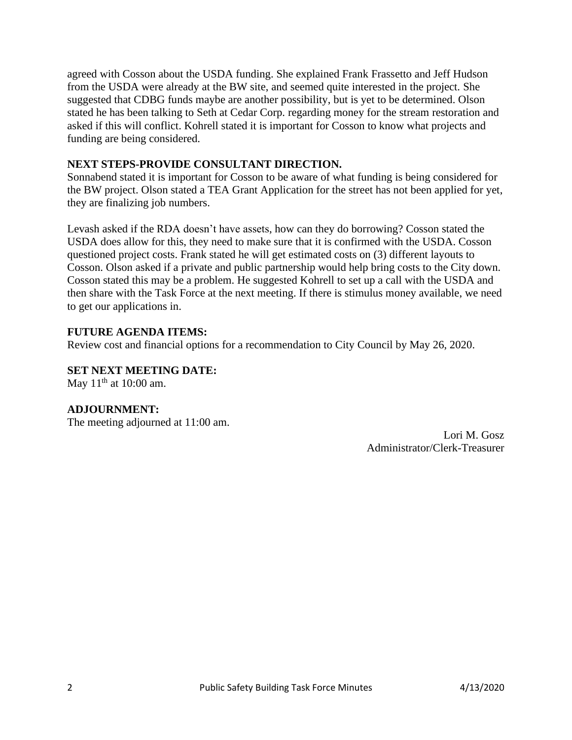agreed with Cosson about the USDA funding. She explained Frank Frassetto and Jeff Hudson from the USDA were already at the BW site, and seemed quite interested in the project. She suggested that CDBG funds maybe are another possibility, but is yet to be determined. Olson stated he has been talking to Seth at Cedar Corp. regarding money for the stream restoration and asked if this will conflict. Kohrell stated it is important for Cosson to know what projects and funding are being considered.

**NEXT STEPS-PROVIDE CONSULTANT DIRECTION.**

Sonnabend stated it is important for Cosson to be aware of what funding is being considered for the BW project. Olson stated a TEA Grant Application for the street has not been applied for yet, they are finalizing job numbers.

Levash asked if the RDA doesn't have assets, how can they do borrowing? Cosson stated the USDA does allow for this, they need to make sure that it is confirmed with the USDA. Cosson questioned project costs. Frank stated he will get estimated costs on (3) different layouts to Cosson. Olson asked if a private and public partnership would help bring costs to the City down. Cosson stated this may be a problem. He suggested Kohrell to set up a call with the USDA and then share with the Task Force at the next meeting. If there is stimulus money available, we need to get our applications in.

**FUTURE AGENDA ITEMS:**

Review cost and financial options for a recommendation to City Council by May 26, 2020.

**SET NEXT MEETING DATE:**

May 11th at 10:00 am.

**ADJOURNMENT:**

The meeting adjourned at 11:00 am.

Lori M. Gosz
Administrator/Clerk-Treasurer